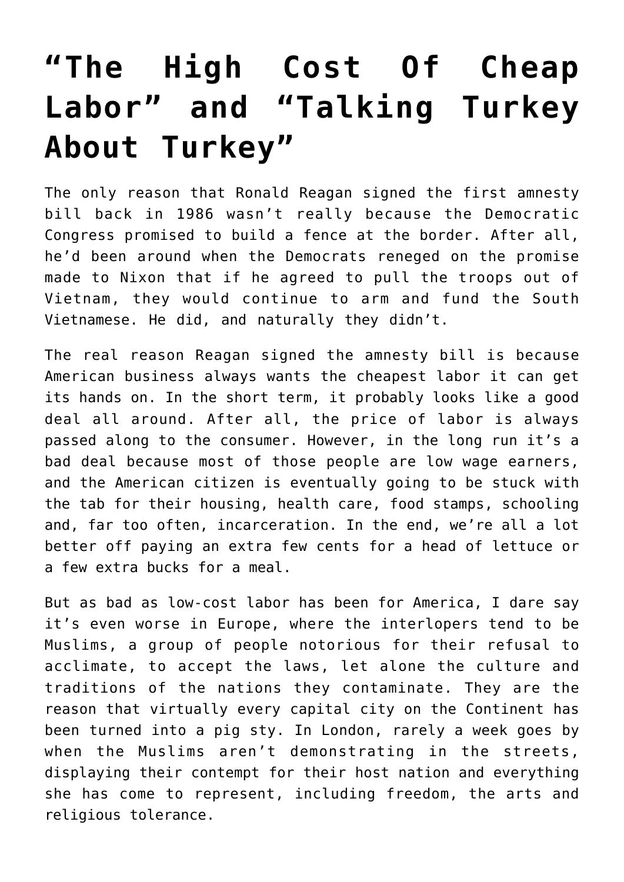# “The High Cost Of Cheap Labor” and “Talking Turkey About Turkey”

The only reason that Ronald Reagan signed the first amnesty bill back in 1986 wasn’t really because the Democratic Congress promised to build a fence at the border. After all, he’d been around when the Democrats reneged on the promise made to Nixon that if he agreed to pull the troops out of Vietnam, they would continue to arm and fund the South Vietnamese. He did, and naturally they didn’t.

The real reason Reagan signed the amnesty bill is because American business always wants the cheapest labor it can get its hands on. In the short term, it probably looks like a good deal all around. After all, the price of labor is always passed along to the consumer. However, in the long run it’s a bad deal because most of those people are low wage earners, and the American citizen is eventually going to be stuck with the tab for their housing, health care, food stamps, schooling and, far too often, incarceration. In the end, we’re all a lot better off paying an extra few cents for a head of lettuce or a few extra bucks for a meal.

But as bad as low-cost labor has been for America, I dare say it’s even worse in Europe, where the interlopers tend to be Muslims, a group of people notorious for their refusal to acclimate, to accept the laws, let alone the culture and traditions of the nations they contaminate. They are the reason that virtually every capital city on the Continent has been turned into a pig sty. In London, rarely a week goes by when the Muslims aren’t demonstrating in the streets, displaying their contempt for their host nation and everything she has come to represent, including freedom, the arts and religious tolerance.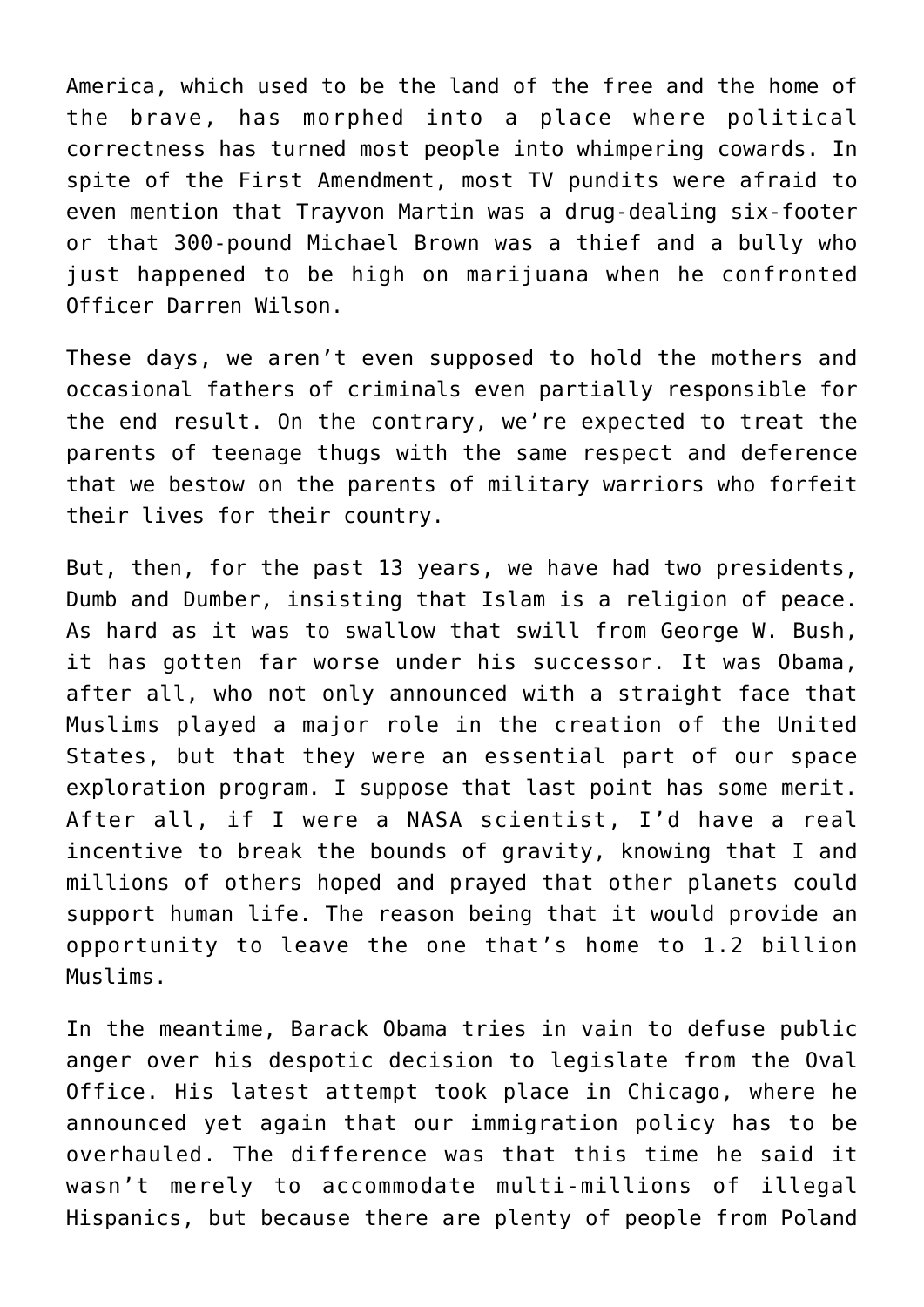America, which used to be the land of the free and the home of the brave, has morphed into a place where political correctness has turned most people into whimpering cowards. In spite of the First Amendment, most TV pundits were afraid to even mention that Trayvon Martin was a drug-dealing six-footer or that 300-pound Michael Brown was a thief and a bully who just happened to be high on marijuana when he confronted Officer Darren Wilson.

These days, we aren't even supposed to hold the mothers and occasional fathers of criminals even partially responsible for the end result. On the contrary, we're expected to treat the parents of teenage thugs with the same respect and deference that we bestow on the parents of military warriors who forfeit their lives for their country.

But, then, for the past 13 years, we have had two presidents, Dumb and Dumber, insisting that Islam is a religion of peace. As hard as it was to swallow that swill from George W. Bush, it has gotten far worse under his successor. It was Obama, after all, who not only announced with a straight face that Muslims played a major role in the creation of the United States, but that they were an essential part of our space exploration program. I suppose that last point has some merit. After all, if I were a NASA scientist, I'd have a real incentive to break the bounds of gravity, knowing that I and millions of others hoped and prayed that other planets could support human life. The reason being that it would provide an opportunity to leave the one that's home to 1.2 billion Muslims.

In the meantime, Barack Obama tries in vain to defuse public anger over his despotic decision to legislate from the Oval Office. His latest attempt took place in Chicago, where he announced yet again that our immigration policy has to be overhauled. The difference was that this time he said it wasn't merely to accommodate multi-millions of illegal Hispanics, but because there are plenty of people from Poland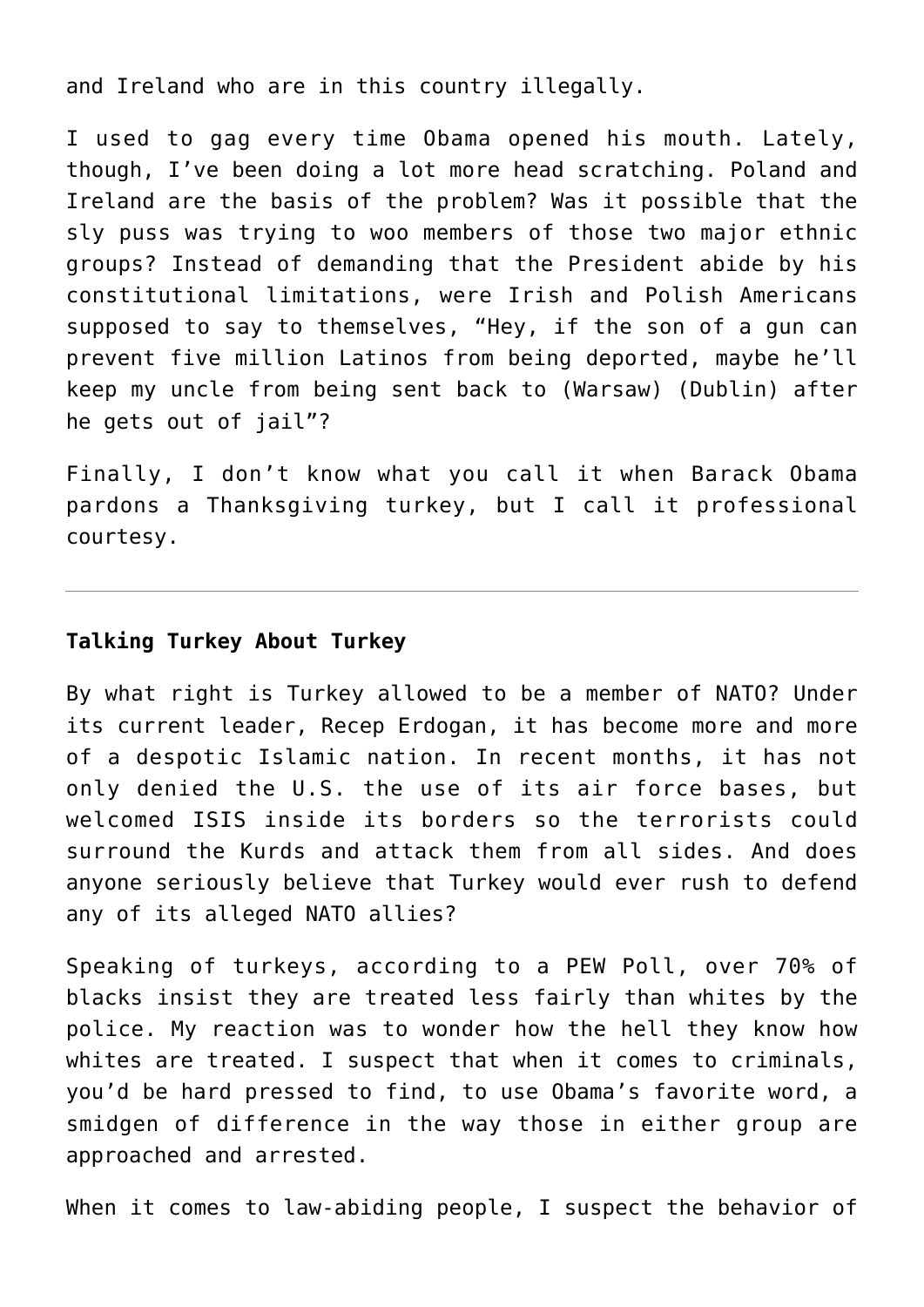and Ireland who are in this country illegally.

I used to gag every time Obama opened his mouth. Lately, though, I've been doing a lot more head scratching. Poland and Ireland are the basis of the problem? Was it possible that the sly puss was trying to woo members of those two major ethnic groups? Instead of demanding that the President abide by his constitutional limitations, were Irish and Polish Americans supposed to say to themselves, "Hey, if the son of a gun can prevent five million Latinos from being deported, maybe he'll keep my uncle from being sent back to (Warsaw) (Dublin) after he gets out of jail"?

Finally, I don't know what you call it when Barack Obama pardons a Thanksgiving turkey, but I call it professional courtesy.

---

**Talking Turkey About Turkey**

By what right is Turkey allowed to be a member of NATO? Under its current leader, Recep Erdogan, it has become more and more of a despotic Islamic nation. In recent months, it has not only denied the U.S. the use of its air force bases, but welcomed ISIS inside its borders so the terrorists could surround the Kurds and attack them from all sides. And does anyone seriously believe that Turkey would ever rush to defend any of its alleged NATO allies?

Speaking of turkeys, according to a PEW Poll, over 70% of blacks insist they are treated less fairly than whites by the police. My reaction was to wonder how the hell they know how whites are treated. I suspect that when it comes to criminals, you'd be hard pressed to find, to use Obama's favorite word, a smidgen of difference in the way those in either group are approached and arrested.

When it comes to law-abiding people, I suspect the behavior of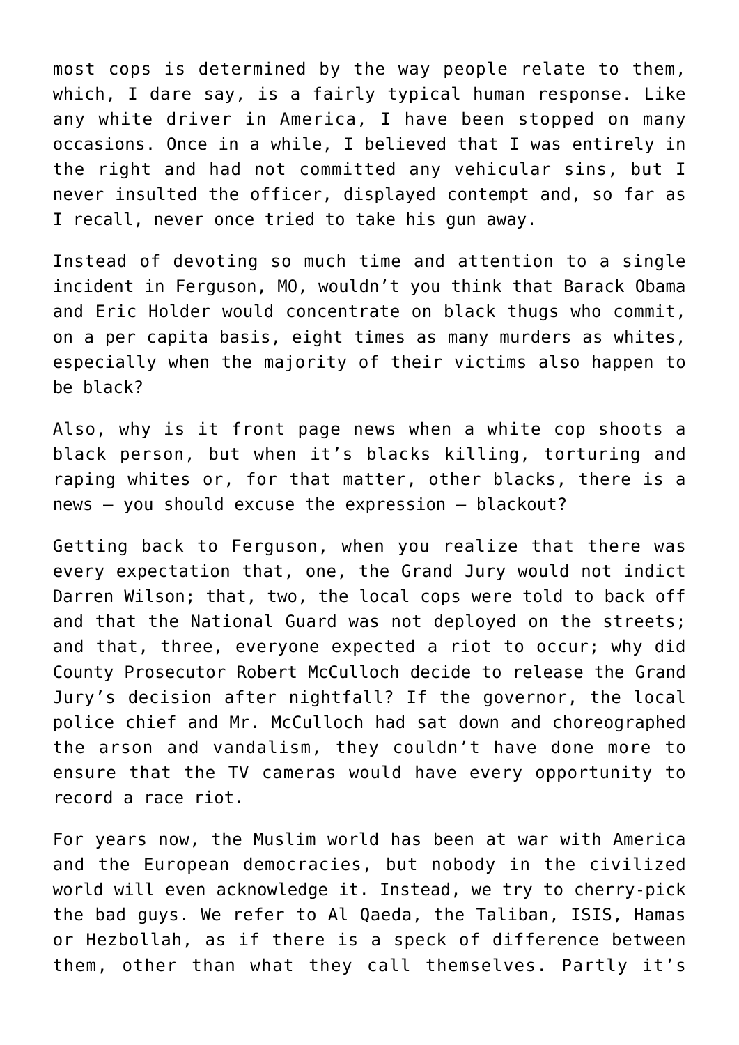most cops is determined by the way people relate to them, which, I dare say, is a fairly typical human response. Like any white driver in America, I have been stopped on many occasions. Once in a while, I believed that I was entirely in the right and had not committed any vehicular sins, but I never insulted the officer, displayed contempt and, so far as I recall, never once tried to take his gun away.

Instead of devoting so much time and attention to a single incident in Ferguson, MO, wouldn't you think that Barack Obama and Eric Holder would concentrate on black thugs who commit, on a per capita basis, eight times as many murders as whites, especially when the majority of their victims also happen to be black?

Also, why is it front page news when a white cop shoots a black person, but when it's blacks killing, torturing and raping whites or, for that matter, other blacks, there is a news – you should excuse the expression – blackout?

Getting back to Ferguson, when you realize that there was every expectation that, one, the Grand Jury would not indict Darren Wilson; that, two, the local cops were told to back off and that the National Guard was not deployed on the streets; and that, three, everyone expected a riot to occur; why did County Prosecutor Robert McCulloch decide to release the Grand Jury's decision after nightfall? If the governor, the local police chief and Mr. McCulloch had sat down and choreographed the arson and vandalism, they couldn't have done more to ensure that the TV cameras would have every opportunity to record a race riot.

For years now, the Muslim world has been at war with America and the European democracies, but nobody in the civilized world will even acknowledge it. Instead, we try to cherry-pick the bad guys. We refer to Al Qaeda, the Taliban, ISIS, Hamas or Hezbollah, as if there is a speck of difference between them, other than what they call themselves. Partly it's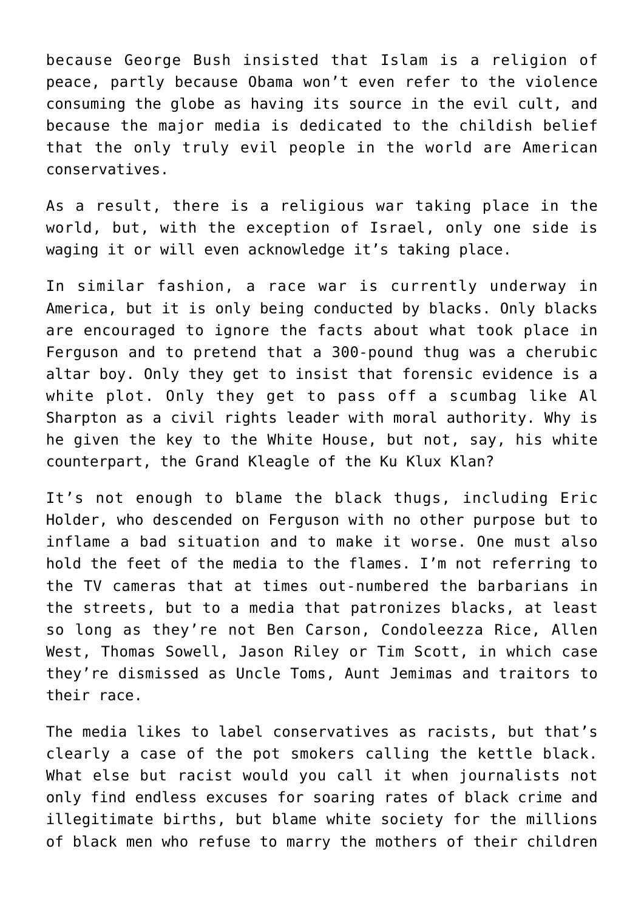because George Bush insisted that Islam is a religion of peace, partly because Obama won't even refer to the violence consuming the globe as having its source in the evil cult, and because the major media is dedicated to the childish belief that the only truly evil people in the world are American conservatives.

As a result, there is a religious war taking place in the world, but, with the exception of Israel, only one side is waging it or will even acknowledge it's taking place.

In similar fashion, a race war is currently underway in America, but it is only being conducted by blacks. Only blacks are encouraged to ignore the facts about what took place in Ferguson and to pretend that a 300-pound thug was a cherubic altar boy. Only they get to insist that forensic evidence is a white plot. Only they get to pass off a scumbag like Al Sharpton as a civil rights leader with moral authority. Why is he given the key to the White House, but not, say, his white counterpart, the Grand Kleagle of the Ku Klux Klan?

It's not enough to blame the black thugs, including Eric Holder, who descended on Ferguson with no other purpose but to inflame a bad situation and to make it worse. One must also hold the feet of the media to the flames. I'm not referring to the TV cameras that at times out-numbered the barbarians in the streets, but to a media that patronizes blacks, at least so long as they're not Ben Carson, Condoleezza Rice, Allen West, Thomas Sowell, Jason Riley or Tim Scott, in which case they're dismissed as Uncle Toms, Aunt Jemimas and traitors to their race.

The media likes to label conservatives as racists, but that's clearly a case of the pot smokers calling the kettle black. What else but racist would you call it when journalists not only find endless excuses for soaring rates of black crime and illegitimate births, but blame white society for the millions of black men who refuse to marry the mothers of their children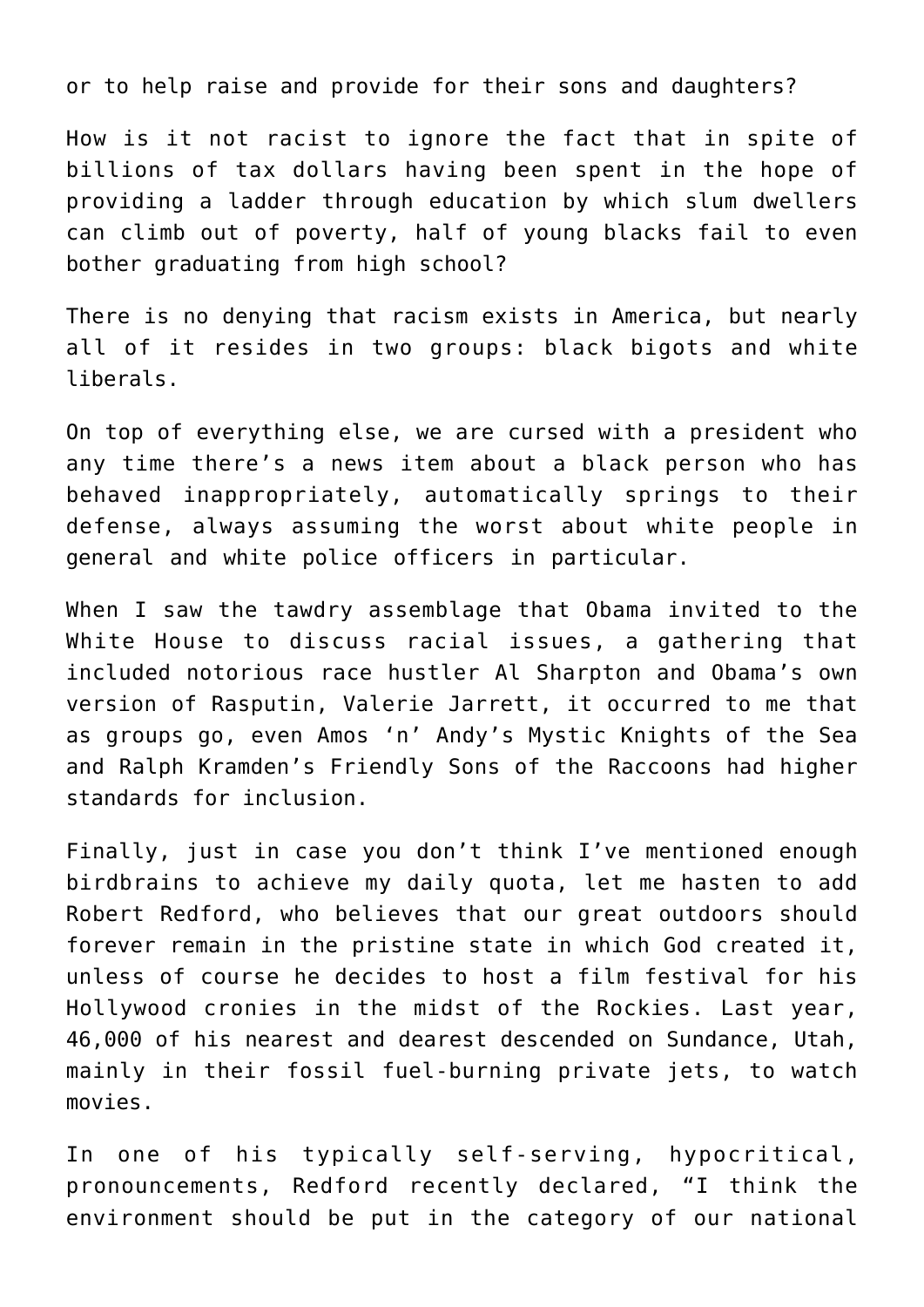or to help raise and provide for their sons and daughters?

How is it not racist to ignore the fact that in spite of billions of tax dollars having been spent in the hope of providing a ladder through education by which slum dwellers can climb out of poverty, half of young blacks fail to even bother graduating from high school?

There is no denying that racism exists in America, but nearly all of it resides in two groups: black bigots and white liberals.

On top of everything else, we are cursed with a president who any time there's a news item about a black person who has behaved inappropriately, automatically springs to their defense, always assuming the worst about white people in general and white police officers in particular.

When I saw the tawdry assemblage that Obama invited to the White House to discuss racial issues, a gathering that included notorious race hustler Al Sharpton and Obama's own version of Rasputin, Valerie Jarrett, it occurred to me that as groups go, even Amos 'n' Andy's Mystic Knights of the Sea and Ralph Kramden's Friendly Sons of the Raccoons had higher standards for inclusion.

Finally, just in case you don't think I've mentioned enough birdbrains to achieve my daily quota, let me hasten to add Robert Redford, who believes that our great outdoors should forever remain in the pristine state in which God created it, unless of course he decides to host a film festival for his Hollywood cronies in the midst of the Rockies. Last year, 46,000 of his nearest and dearest descended on Sundance, Utah, mainly in their fossil fuel-burning private jets, to watch movies.

In one of his typically self-serving, hypocritical, pronouncements, Redford recently declared, "I think the environment should be put in the category of our national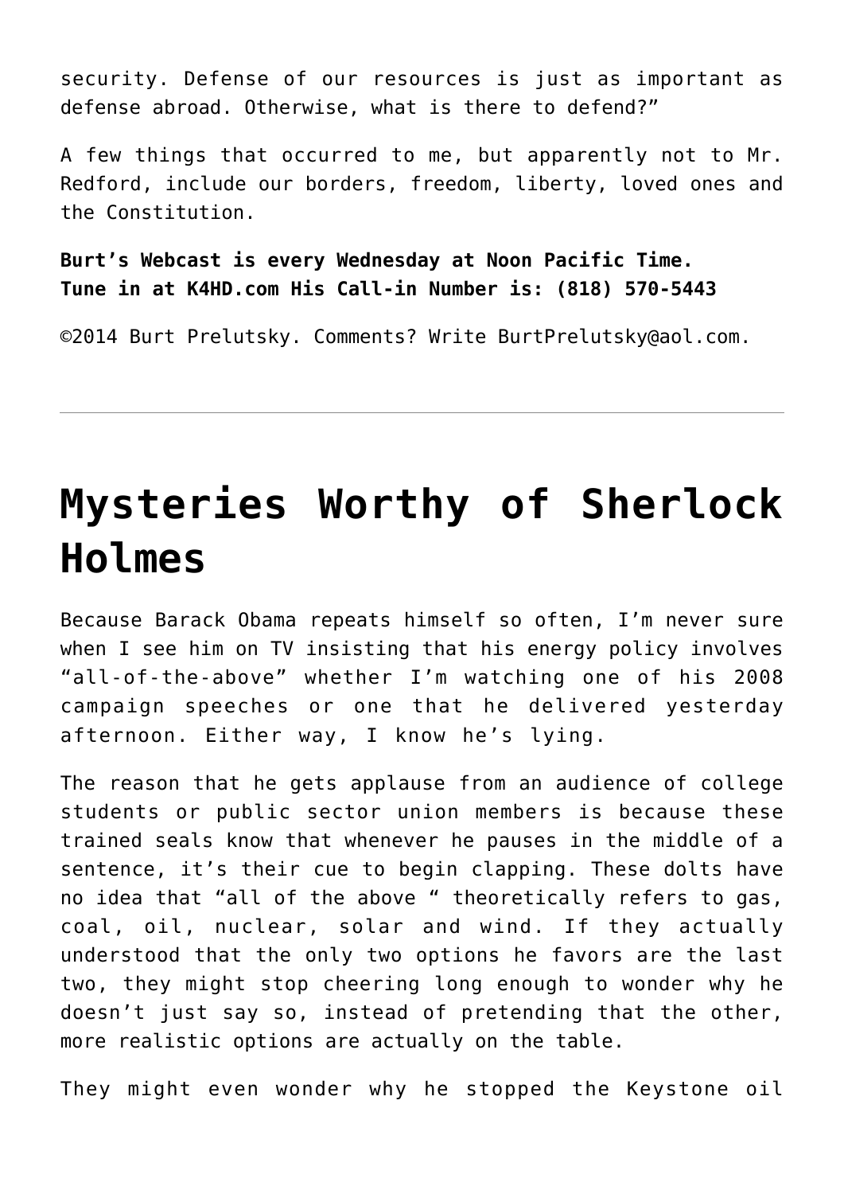security. Defense of our resources is just as important as defense abroad. Otherwise, what is there to defend?"

A few things that occurred to me, but apparently not to Mr. Redford, include our borders, freedom, liberty, loved ones and the Constitution.

**Burt's Webcast is every Wednesday at Noon Pacific Time. Tune in at K4HD.com His Call-in Number is: (818) 570-5443**

©2014 Burt Prelutsky. Comments? Write BurtPrelutsky@aol.com.

---

# Mysteries Worthy of Sherlock Holmes

Because Barack Obama repeats himself so often, I'm never sure when I see him on TV insisting that his energy policy involves "all-of-the-above" whether I'm watching one of his 2008 campaign speeches or one that he delivered yesterday afternoon. Either way, I know he's lying.

The reason that he gets applause from an audience of college students or public sector union members is because these trained seals know that whenever he pauses in the middle of a sentence, it's their cue to begin clapping. These dolts have no idea that "all of the above " theoretically refers to gas, coal, oil, nuclear, solar and wind. If they actually understood that the only two options he favors are the last two, they might stop cheering long enough to wonder why he doesn't just say so, instead of pretending that the other, more realistic options are actually on the table.

They might even wonder why he stopped the Keystone oil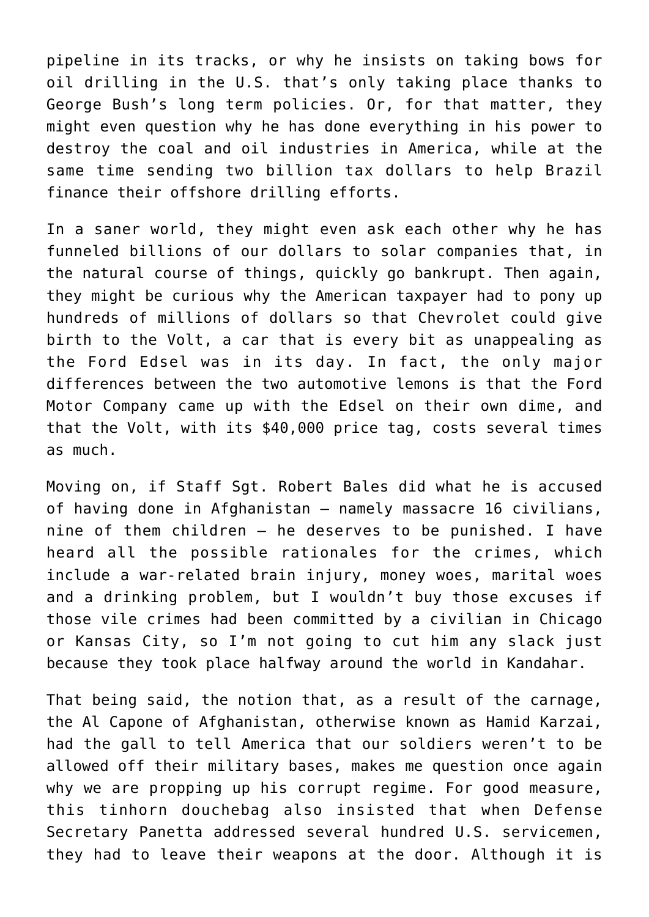pipeline in its tracks, or why he insists on taking bows for oil drilling in the U.S. that's only taking place thanks to George Bush's long term policies. Or, for that matter, they might even question why he has done everything in his power to destroy the coal and oil industries in America, while at the same time sending two billion tax dollars to help Brazil finance their offshore drilling efforts.

In a saner world, they might even ask each other why he has funneled billions of our dollars to solar companies that, in the natural course of things, quickly go bankrupt. Then again, they might be curious why the American taxpayer had to pony up hundreds of millions of dollars so that Chevrolet could give birth to the Volt, a car that is every bit as unappealing as the Ford Edsel was in its day. In fact, the only major differences between the two automotive lemons is that the Ford Motor Company came up with the Edsel on their own dime, and that the Volt, with its $40,000 price tag, costs several times as much.

Moving on, if Staff Sgt. Robert Bales did what he is accused of having done in Afghanistan – namely massacre 16 civilians, nine of them children – he deserves to be punished. I have heard all the possible rationales for the crimes, which include a war-related brain injury, money woes, marital woes and a drinking problem, but I wouldn't buy those excuses if those vile crimes had been committed by a civilian in Chicago or Kansas City, so I'm not going to cut him any slack just because they took place halfway around the world in Kandahar.

That being said, the notion that, as a result of the carnage, the Al Capone of Afghanistan, otherwise known as Hamid Karzai, had the gall to tell America that our soldiers weren't to be allowed off their military bases, makes me question once again why we are propping up his corrupt regime. For good measure, this tinhorn douchebag also insisted that when Defense Secretary Panetta addressed several hundred U.S. servicemen, they had to leave their weapons at the door. Although it is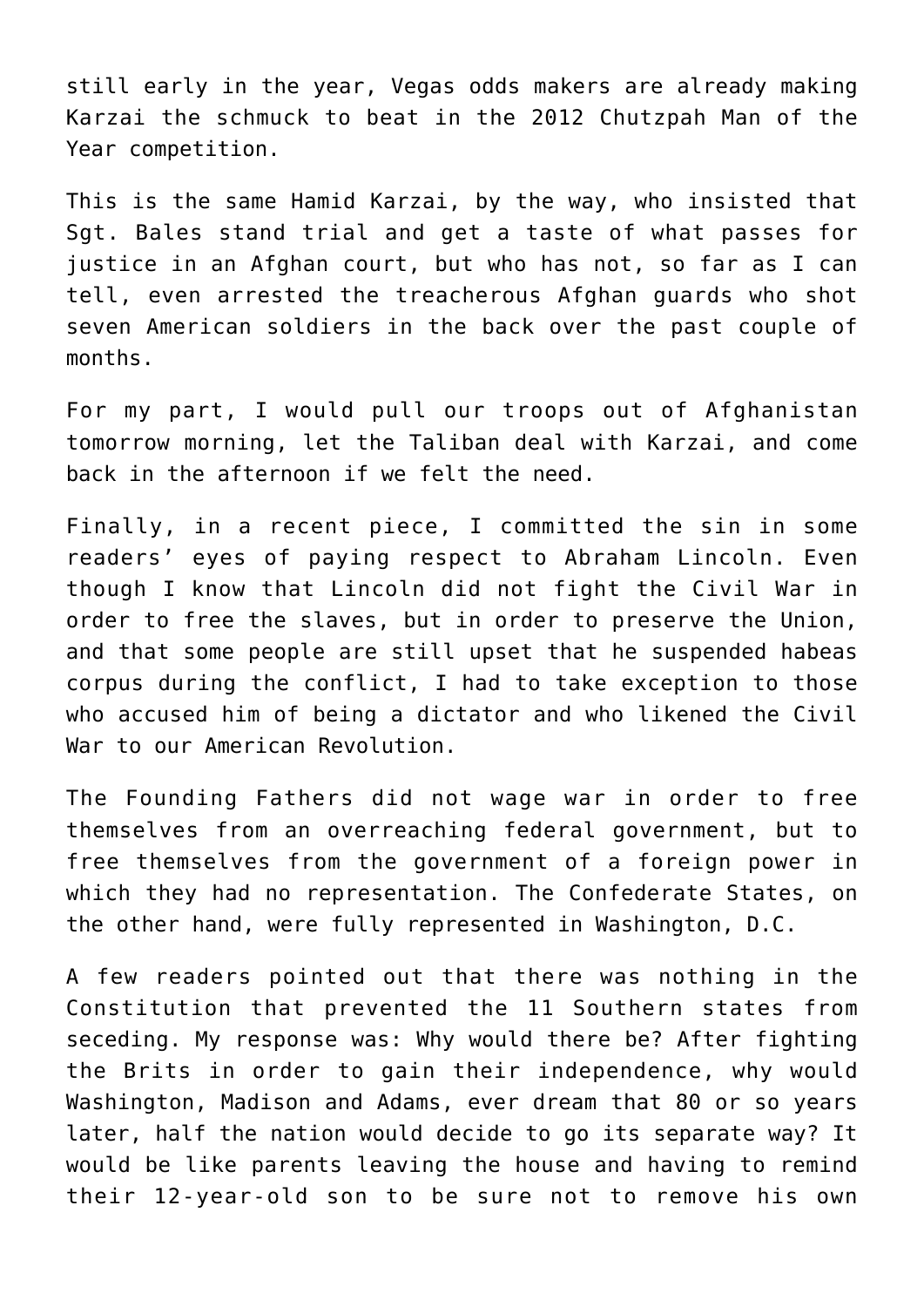still early in the year, Vegas odds makers are already making Karzai the schmuck to beat in the 2012 Chutzpah Man of the Year competition.

This is the same Hamid Karzai, by the way, who insisted that Sgt. Bales stand trial and get a taste of what passes for justice in an Afghan court, but who has not, so far as I can tell, even arrested the treacherous Afghan guards who shot seven American soldiers in the back over the past couple of months.

For my part, I would pull our troops out of Afghanistan tomorrow morning, let the Taliban deal with Karzai, and come back in the afternoon if we felt the need.

Finally, in a recent piece, I committed the sin in some readers' eyes of paying respect to Abraham Lincoln. Even though I know that Lincoln did not fight the Civil War in order to free the slaves, but in order to preserve the Union, and that some people are still upset that he suspended habeas corpus during the conflict, I had to take exception to those who accused him of being a dictator and who likened the Civil War to our American Revolution.

The Founding Fathers did not wage war in order to free themselves from an overreaching federal government, but to free themselves from the government of a foreign power in which they had no representation. The Confederate States, on the other hand, were fully represented in Washington, D.C.

A few readers pointed out that there was nothing in the Constitution that prevented the 11 Southern states from seceding. My response was: Why would there be? After fighting the Brits in order to gain their independence, why would Washington, Madison and Adams, ever dream that 80 or so years later, half the nation would decide to go its separate way? It would be like parents leaving the house and having to remind their 12-year-old son to be sure not to remove his own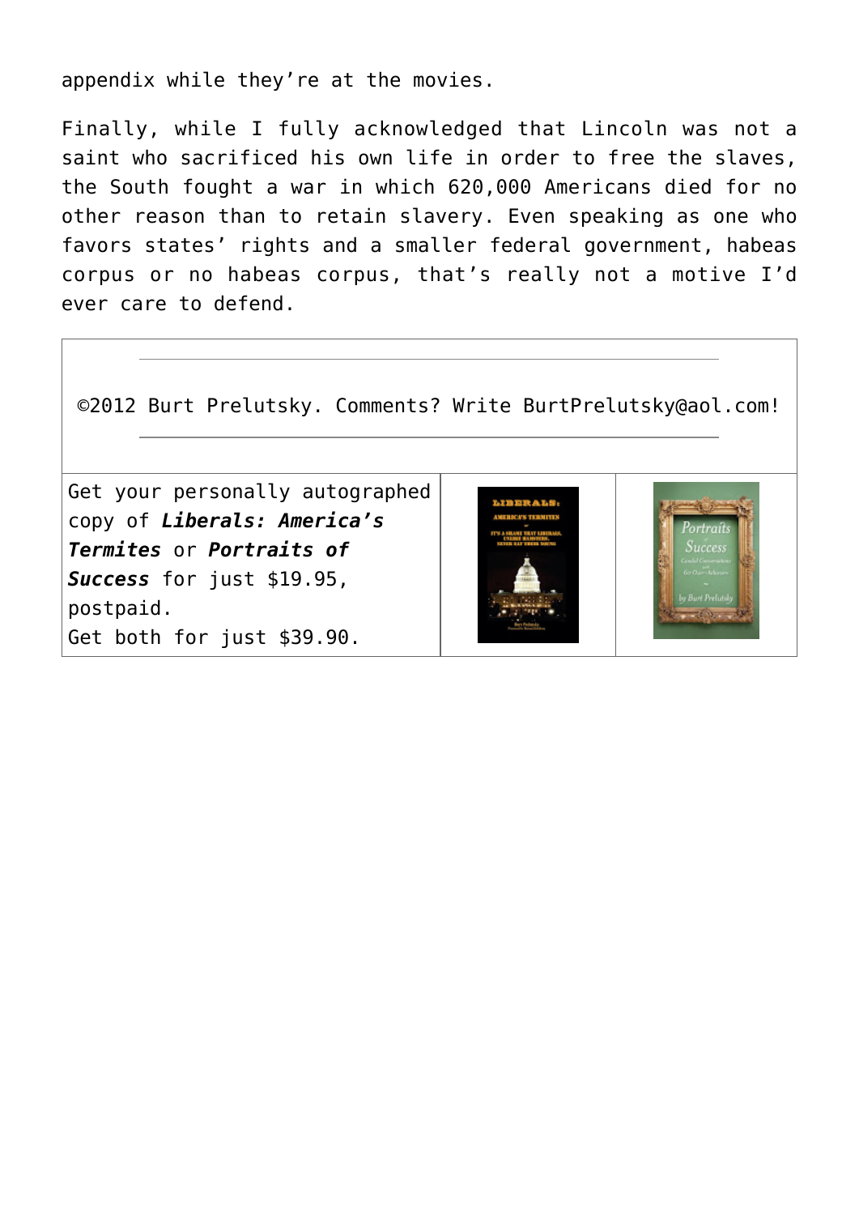appendix while they're at the movies.

Finally, while I fully acknowledged that Lincoln was not a saint who sacrificed his own life in order to free the slaves, the South fought a war in which 620,000 Americans died for no other reason than to retain slavery. Even speaking as one who favors states' rights and a smaller federal government, habeas corpus or no habeas corpus, that's really not a motive I'd ever care to defend.

---

©2012 Burt Prelutsky. Comments? Write BurtPrelutsky@aol.com!

---

Get your personally autographed copy of ***Liberals: America's Termites*** or ***Portraits of Success*** for just $19.95, postpaid.
Get both for just $39.90.